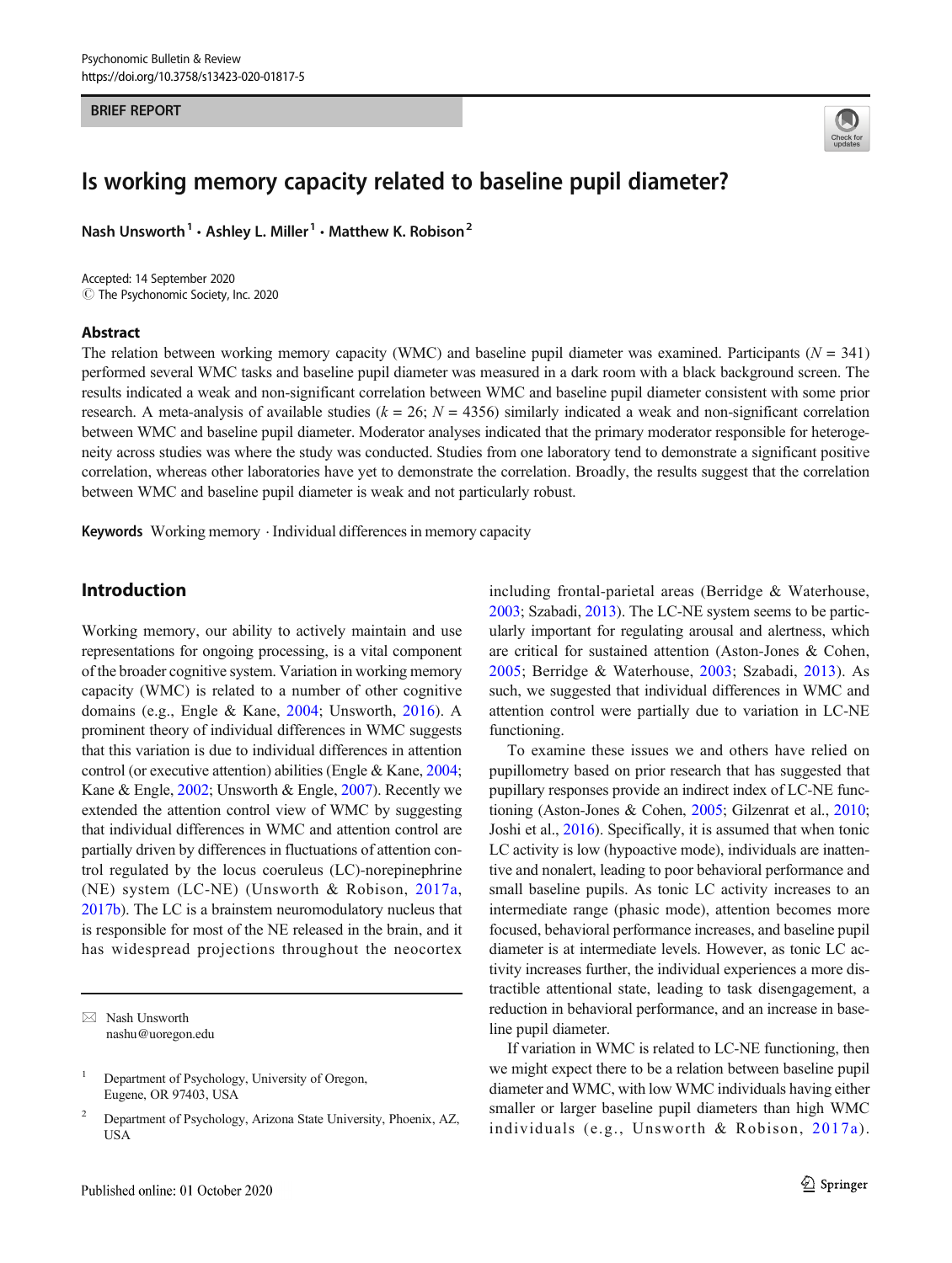BRIEF REPORT

# Is working memory capacity related to baseline pupil diameter?

**Nash Unsworth**[1] **· Ashley L. Miller**[1] **· Matthew K. Robison**[2]

Accepted: 14 September 2020
© The Psychonomic Society, Inc. 2020

## Abstract

The relation between working memory capacity (WMC) and baseline pupil diameter was examined. Participants ($N$ = 341) performed several WMC tasks and baseline pupil diameter was measured in a dark room with a black background screen. The results indicated a weak and non-significant correlation between WMC and baseline pupil diameter consistent with some prior research. A meta-analysis of available studies ($k$ = 26; $N$ = 4356) similarly indicated a weak and non-significant correlation between WMC and baseline pupil diameter. Moderator analyses indicated that the primary moderator responsible for heterogeneity across studies was where the study was conducted. Studies from one laboratory tend to demonstrate a significant positive correlation, whereas other laboratories have yet to demonstrate the correlation. Broadly, the results suggest that the correlation between WMC and baseline pupil diameter is weak and not particularly robust.

**Keywords** Working memory · Individual differences in memory capacity

## Introduction

Working memory, our ability to actively maintain and use representations for ongoing processing, is a vital component of the broader cognitive system. Variation in working memory capacity (WMC) is related to a number of other cognitive domains (e.g., Engle & Kane, 2004; Unsworth, 2016). A prominent theory of individual differences in WMC suggests that this variation is due to individual differences in attention control (or executive attention) abilities (Engle & Kane, 2004; Kane & Engle, 2002; Unsworth & Engle, 2007). Recently we extended the attention control view of WMC by suggesting that individual differences in WMC and attention control are partially driven by differences in fluctuations of attention control regulated by the locus coeruleus (LC)-norepinephrine (NE) system (LC-NE) (Unsworth & Robison, 2017a, 2017b). The LC is a brainstem neuromodulatory nucleus that is responsible for most of the NE released in the brain, and it has widespread projections throughout the neocortex including frontal-parietal areas (Berridge & Waterhouse, 2003; Szabadi, 2013). The LC-NE system seems to be particularly important for regulating arousal and alertness, which are critical for sustained attention (Aston-Jones & Cohen, 2005; Berridge & Waterhouse, 2003; Szabadi, 2013). As such, we suggested that individual differences in WMC and attention control were partially due to variation in LC-NE functioning.

To examine these issues we and others have relied on pupillometry based on prior research that has suggested that pupillary responses provide an indirect index of LC-NE functioning (Aston-Jones & Cohen, 2005; Gilzenrat et al., 2010; Joshi et al., 2016). Specifically, it is assumed that when tonic LC activity is low (hypoactive mode), individuals are inattentive and nonalert, leading to poor behavioral performance and small baseline pupils. As tonic LC activity increases to an intermediate range (phasic mode), attention becomes more focused, behavioral performance increases, and baseline pupil diameter is at intermediate levels. However, as tonic LC activity increases further, the individual experiences a more distractible attentional state, leading to task disengagement, a reduction in behavioral performance, and an increase in baseline pupil diameter.

If variation in WMC is related to LC-NE functioning, then we might expect there to be a relation between baseline pupil diameter and WMC, with low WMC individuals having either smaller or larger baseline pupil diameters than high WMC individuals (e.g., Unsworth & Robison, 2017a).

✉ Nash Unsworth
nashu@uoregon.edu

[1] Department of Psychology, University of Oregon, Eugene, OR 97403, USA

[2] Department of Psychology, Arizona State University, Phoenix, AZ, USA

Published online: 01 October 2020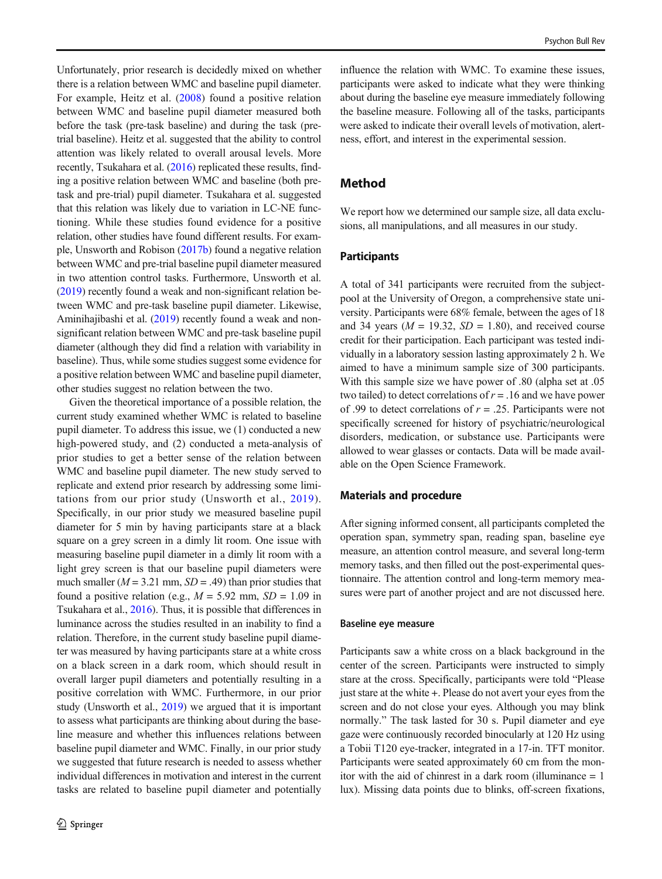Unfortunately, prior research is decidedly mixed on whether there is a relation between WMC and baseline pupil diameter. For example, Heitz et al. (2008) found a positive relation between WMC and baseline pupil diameter measured both before the task (pre-task baseline) and during the task (pre-trial baseline). Heitz et al. suggested that the ability to control attention was likely related to overall arousal levels. More recently, Tsukahara et al. (2016) replicated these results, finding a positive relation between WMC and baseline (both pre-task and pre-trial) pupil diameter. Tsukahara et al. suggested that this relation was likely due to variation in LC-NE functioning. While these studies found evidence for a positive relation, other studies have found different results. For example, Unsworth and Robison (2017b) found a negative relation between WMC and pre-trial baseline pupil diameter measured in two attention control tasks. Furthermore, Unsworth et al. (2019) recently found a weak and non-significant relation between WMC and pre-task baseline pupil diameter. Likewise, Aminihajibashi et al. (2019) recently found a weak and non-significant relation between WMC and pre-task baseline pupil diameter (although they did find a relation with variability in baseline). Thus, while some studies suggest some evidence for a positive relation between WMC and baseline pupil diameter, other studies suggest no relation between the two.

Given the theoretical importance of a possible relation, the current study examined whether WMC is related to baseline pupil diameter. To address this issue, we (1) conducted a new high-powered study, and (2) conducted a meta-analysis of prior studies to get a better sense of the relation between WMC and baseline pupil diameter. The new study served to replicate and extend prior research by addressing some limitations from our prior study (Unsworth et al., 2019). Specifically, in our prior study we measured baseline pupil diameter for 5 min by having participants stare at a black square on a grey screen in a dimly lit room. One issue with measuring baseline pupil diameter in a dimly lit room with a light grey screen is that our baseline pupil diameters were much smaller (*M* = 3.21 mm, *SD* = .49) than prior studies that found a positive relation (e.g., *M* = 5.92 mm, *SD* = 1.09 in Tsukahara et al., 2016). Thus, it is possible that differences in luminance across the studies resulted in an inability to find a relation. Therefore, in the current study baseline pupil diameter was measured by having participants stare at a white cross on a black screen in a dark room, which should result in overall larger pupil diameters and potentially resulting in a positive correlation with WMC. Furthermore, in our prior study (Unsworth et al., 2019) we argued that it is important to assess what participants are thinking about during the baseline measure and whether this influences relations between baseline pupil diameter and WMC. Finally, in our prior study we suggested that future research is needed to assess whether individual differences in motivation and interest in the current tasks are related to baseline pupil diameter and potentially influence the relation with WMC. To examine these issues, participants were asked to indicate what they were thinking about during the baseline eye measure immediately following the baseline measure. Following all of the tasks, participants were asked to indicate their overall levels of motivation, alertness, effort, and interest in the experimental session.

## Method

We report how we determined our sample size, all data exclusions, all manipulations, and all measures in our study.

### Participants

A total of 341 participants were recruited from the subject-pool at the University of Oregon, a comprehensive state university. Participants were 68% female, between the ages of 18 and 34 years (*M* = 19.32, *SD* = 1.80), and received course credit for their participation. Each participant was tested individually in a laboratory session lasting approximately 2 h. We aimed to have a minimum sample size of 300 participants. With this sample size we have power of .80 (alpha set at .05 two tailed) to detect correlations of $r = .16$ and we have power of .99 to detect correlations of $r = .25$. Participants were not specifically screened for history of psychiatric/neurological disorders, medication, or substance use. Participants were allowed to wear glasses or contacts. Data will be made available on the Open Science Framework.

### Materials and procedure

After signing informed consent, all participants completed the operation span, symmetry span, reading span, baseline eye measure, an attention control measure, and several long-term memory tasks, and then filled out the post-experimental questionnaire. The attention control and long-term memory measures were part of another project and are not discussed here.

#### Baseline eye measure

Participants saw a white cross on a black background in the center of the screen. Participants were instructed to simply stare at the cross. Specifically, participants were told "Please just stare at the white +. Please do not avert your eyes from the screen and do not close your eyes. Although you may blink normally." The task lasted for 30 s. Pupil diameter and eye gaze were continuously recorded binocularly at 120 Hz using a Tobii T120 eye-tracker, integrated in a 17-in. TFT monitor. Participants were seated approximately 60 cm from the monitor with the aid of chinrest in a dark room (illuminance = 1 lux). Missing data points due to blinks, off-screen fixations,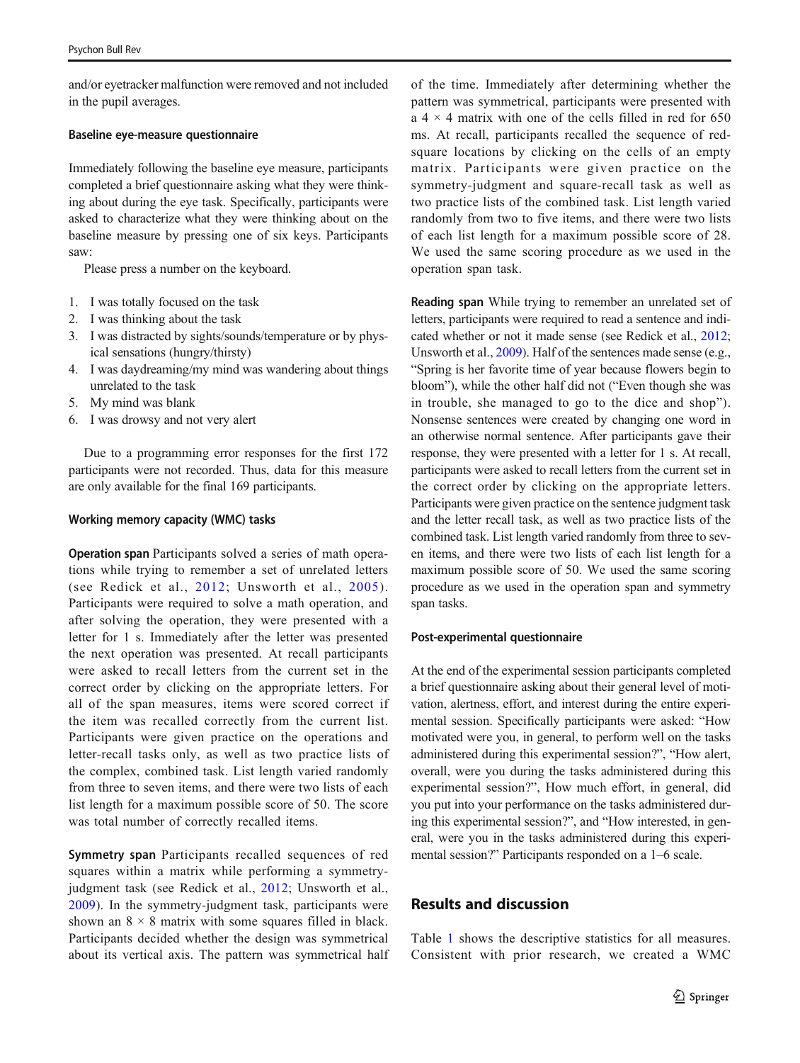and/or eyetracker malfunction were removed and not included in the pupil averages.

#### Baseline eye-measure questionnaire

Immediately following the baseline eye measure, participants completed a brief questionnaire asking what they were thinking about during the eye task. Specifically, participants were asked to characterize what they were thinking about on the baseline measure by pressing one of six keys. Participants saw:

Please press a number on the keyboard.

1. I was totally focused on the task
2. I was thinking about the task
3. I was distracted by sights/sounds/temperature or by physical sensations (hungry/thirsty)
4. I was daydreaming/my mind was wandering about things unrelated to the task
5. My mind was blank
6. I was drowsy and not very alert

Due to a programming error responses for the first 172 participants were not recorded. Thus, data for this measure are only available for the final 169 participants.

#### Working memory capacity (WMC) tasks

**Operation span** Participants solved a series of math operations while trying to remember a set of unrelated letters (see Redick et al., 2012; Unsworth et al., 2005). Participants were required to solve a math operation, and after solving the operation, they were presented with a letter for 1 s. Immediately after the letter was presented the next operation was presented. At recall participants were asked to recall letters from the current set in the correct order by clicking on the appropriate letters. For all of the span measures, items were scored correct if the item was recalled correctly from the current list. Participants were given practice on the operations and letter-recall tasks only, as well as two practice lists of the complex, combined task. List length varied randomly from three to seven items, and there were two lists of each list length for a maximum possible score of 50. The score was total number of correctly recalled items.

**Symmetry span** Participants recalled sequences of red squares within a matrix while performing a symmetry-judgment task (see Redick et al., 2012; Unsworth et al., 2009). In the symmetry-judgment task, participants were shown an 8 × 8 matrix with some squares filled in black. Participants decided whether the design was symmetrical about its vertical axis. The pattern was symmetrical half of the time. Immediately after determining whether the pattern was symmetrical, participants were presented with a 4 × 4 matrix with one of the cells filled in red for 650 ms. At recall, participants recalled the sequence of red-square locations by clicking on the cells of an empty matrix. Participants were given practice on the symmetry-judgment and square-recall task as well as two practice lists of the combined task. List length varied randomly from two to five items, and there were two lists of each list length for a maximum possible score of 28. We used the same scoring procedure as we used in the operation span task.

**Reading span** While trying to remember an unrelated set of letters, participants were required to read a sentence and indicated whether or not it made sense (see Redick et al., 2012; Unsworth et al., 2009). Half of the sentences made sense (e.g., "Spring is her favorite time of year because flowers begin to bloom"), while the other half did not ("Even though she was in trouble, she managed to go to the dice and shop"). Nonsense sentences were created by changing one word in an otherwise normal sentence. After participants gave their response, they were presented with a letter for 1 s. At recall, participants were asked to recall letters from the current set in the correct order by clicking on the appropriate letters. Participants were given practice on the sentence judgment task and the letter recall task, as well as two practice lists of the combined task. List length varied randomly from three to seven items, and there were two lists of each list length for a maximum possible score of 50. We used the same scoring procedure as we used in the operation span and symmetry span tasks.

#### Post-experimental questionnaire

At the end of the experimental session participants completed a brief questionnaire asking about their general level of motivation, alertness, effort, and interest during the entire experimental session. Specifically participants were asked: "How motivated were you, in general, to perform well on the tasks administered during this experimental session?", "How alert, overall, were you during the tasks administered during this experimental session?", How much effort, in general, did you put into your performance on the tasks administered during this experimental session?", and "How interested, in general, were you in the tasks administered during this experimental session?" Participants responded on a 1–6 scale.

## Results and discussion

Table 1 shows the descriptive statistics for all measures. Consistent with prior research, we created a WMC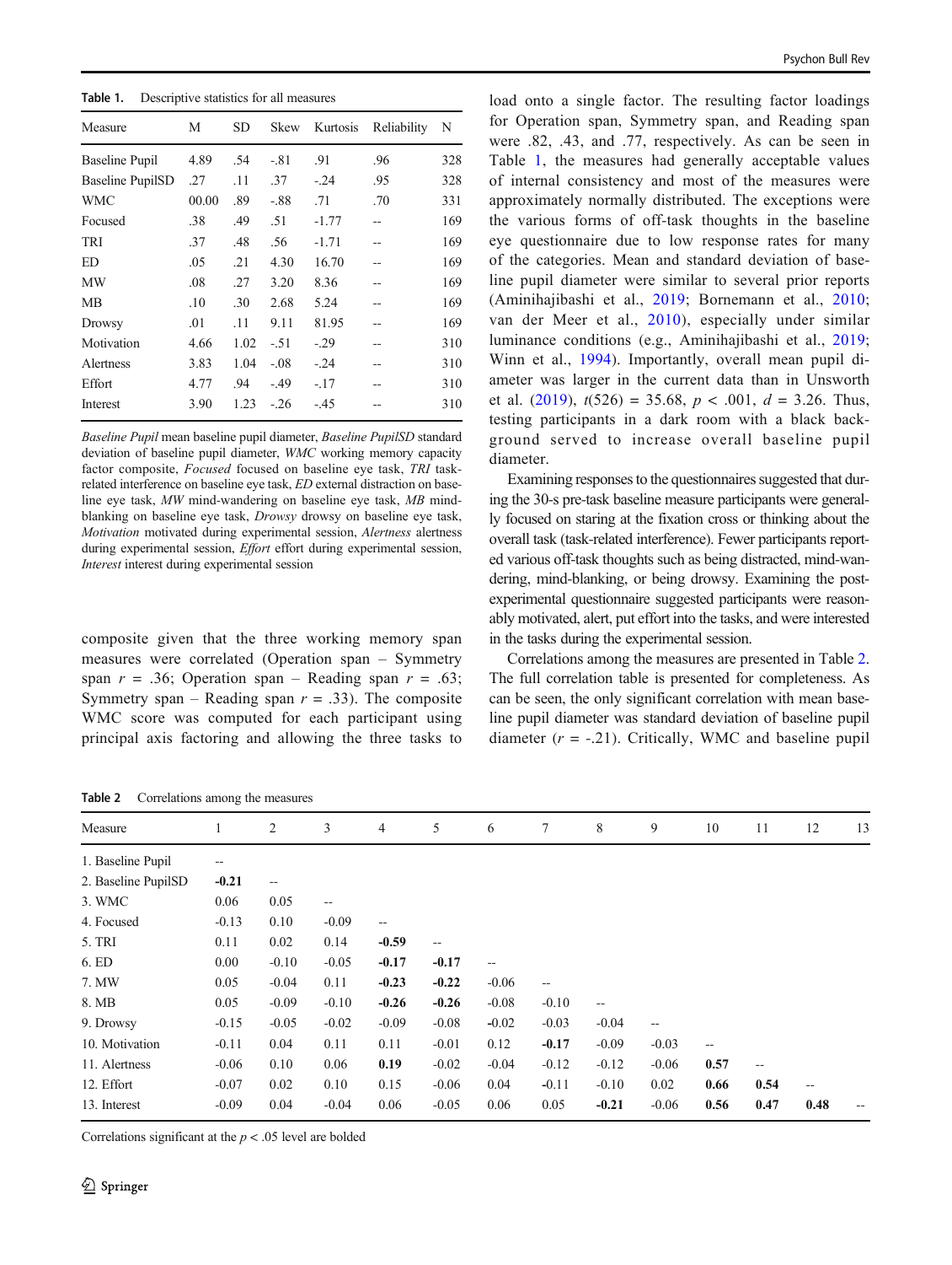**Table 1.** Descriptive statistics for all measures

| Measure | M | SD | Skew | Kurtosis | Reliability | N |
|---|---|---|---|---|---|---|
| Baseline Pupil | 4.89 | .54 | -.81 | .91 | .96 | 328 |
| Baseline PupilSD | .27 | .11 | .37 | -.24 | .95 | 328 |
| WMC | 00.00 | .89 | -.88 | .71 | .70 | 331 |
| Focused | .38 | .49 | .51 | -1.77 | -- | 169 |
| TRI | .37 | .48 | .56 | -1.71 | -- | 169 |
| ED | .05 | .21 | 4.30 | 16.70 | -- | 169 |
| MW | .08 | .27 | 3.20 | 8.36 | -- | 169 |
| MB | .10 | .30 | 2.68 | 5.24 | -- | 169 |
| Drowsy | .01 | .11 | 9.11 | 81.95 | -- | 169 |
| Motivation | 4.66 | 1.02 | -.51 | -.29 | -- | 310 |
| Alertness | 3.83 | 1.04 | -.08 | -.24 | -- | 310 |
| Effort | 4.77 | .94 | -.49 | -.17 | -- | 310 |
| Interest | 3.90 | 1.23 | -.26 | -.45 | -- | 310 |

*Baseline Pupil* mean baseline pupil diameter, *Baseline PupilSD* standard deviation of baseline pupil diameter, *WMC* working memory capacity factor composite, *Focused* focused on baseline eye task, *TRI* task-related interference on baseline eye task, *ED* external distraction on baseline eye task, *MW* mind-wandering on baseline eye task, *MB* mind-blanking on baseline eye task, *Drowsy* drowsy on baseline eye task, *Motivation* motivated during experimental session, *Alertness* alertness during experimental session, *Effort* effort during experimental session, *Interest* interest during experimental session

composite given that the three working memory span measures were correlated (Operation span – Symmetry span $r$ = .36; Operation span – Reading span $r$ = .63; Symmetry span – Reading span $r$ = .33). The composite WMC score was computed for each participant using principal axis factoring and allowing the three tasks to load onto a single factor. The resulting factor loadings for Operation span, Symmetry span, and Reading span were .82, .43, and .77, respectively. As can be seen in Table 1, the measures had generally acceptable values of internal consistency and most of the measures were approximately normally distributed. The exceptions were the various forms of off-task thoughts in the baseline eye questionnaire due to low response rates for many of the categories. Mean and standard deviation of baseline pupil diameter were similar to several prior reports (Aminihajibashi et al., 2019; Bornemann et al., 2010; van der Meer et al., 2010), especially under similar luminance conditions (e.g., Aminihajibashi et al., 2019; Winn et al., 1994). Importantly, overall mean pupil diameter was larger in the current data than in Unsworth et al. (2019), $t(526) = 35.68$, $p < .001$, $d = 3.26$. Thus, testing participants in a dark room with a black background served to increase overall baseline pupil diameter.

Examining responses to the questionnaires suggested that during the 30-s pre-task baseline measure participants were generally focused on staring at the fixation cross or thinking about the overall task (task-related interference). Fewer participants reported various off-task thoughts such as being distracted, mind-wandering, mind-blanking, or being drowsy. Examining the post-experimental questionnaire suggested participants were reasonably motivated, alert, put effort into the tasks, and were interested in the tasks during the experimental session.

Correlations among the measures are presented in Table 2. The full correlation table is presented for completeness. As can be seen, the only significant correlation with mean baseline pupil diameter was standard deviation of baseline pupil diameter ($r$ = -.21). Critically, WMC and baseline pupil

**Table 2** Correlations among the measures

| Measure | 1 | 2 | 3 | 4 | 5 | 6 | 7 | 8 | 9 | 10 | 11 | 12 | 13 |
|---|---|---|---|---|---|---|---|---|---|---|---|---|---|
| 1. Baseline Pupil | -- | | | | | | | | | | | | |
| 2. Baseline PupilSD | **-0.21** | -- | | | | | | | | | | | |
| 3. WMC | 0.06 | 0.05 | -- | | | | | | | | | | |
| 4. Focused | -0.13 | 0.10 | -0.09 | -- | | | | | | | | | |
| 5. TRI | 0.11 | 0.02 | 0.14 | **-0.59** | -- | | | | | | | | |
| 6. ED | 0.00 | -0.10 | -0.05 | **-0.17** | **-0.17** | -- | | | | | | | |
| 7. MW | 0.05 | -0.04 | 0.11 | **-0.23** | **-0.22** | -0.06 | -- | | | | | | |
| 8. MB | 0.05 | -0.09 | -0.10 | **-0.26** | **-0.26** | -0.08 | -0.10 | -- | | | | | |
| 9. Drowsy | -0.15 | -0.05 | -0.02 | -0.09 | -0.08 | -0.02 | -0.03 | -0.04 | -- | | | | |
| 10. Motivation | -0.11 | 0.04 | 0.11 | 0.11 | -0.01 | 0.12 | **-0.17** | -0.09 | -0.03 | -- | | | |
| 11. Alertness | -0.06 | 0.10 | 0.06 | **0.19** | -0.02 | -0.04 | -0.12 | -0.12 | -0.06 | **0.57** | -- | | |
| 12. Effort | -0.07 | 0.02 | 0.10 | 0.15 | -0.06 | 0.04 | -0.11 | -0.10 | 0.02 | **0.66** | **0.54** | -- | |
| 13. Interest | -0.09 | 0.04 | -0.04 | 0.06 | -0.05 | 0.06 | 0.05 | **-0.21** | -0.06 | **0.56** | **0.47** | **0.48** | -- |

Correlations significant at the $p < .05$ level are bolded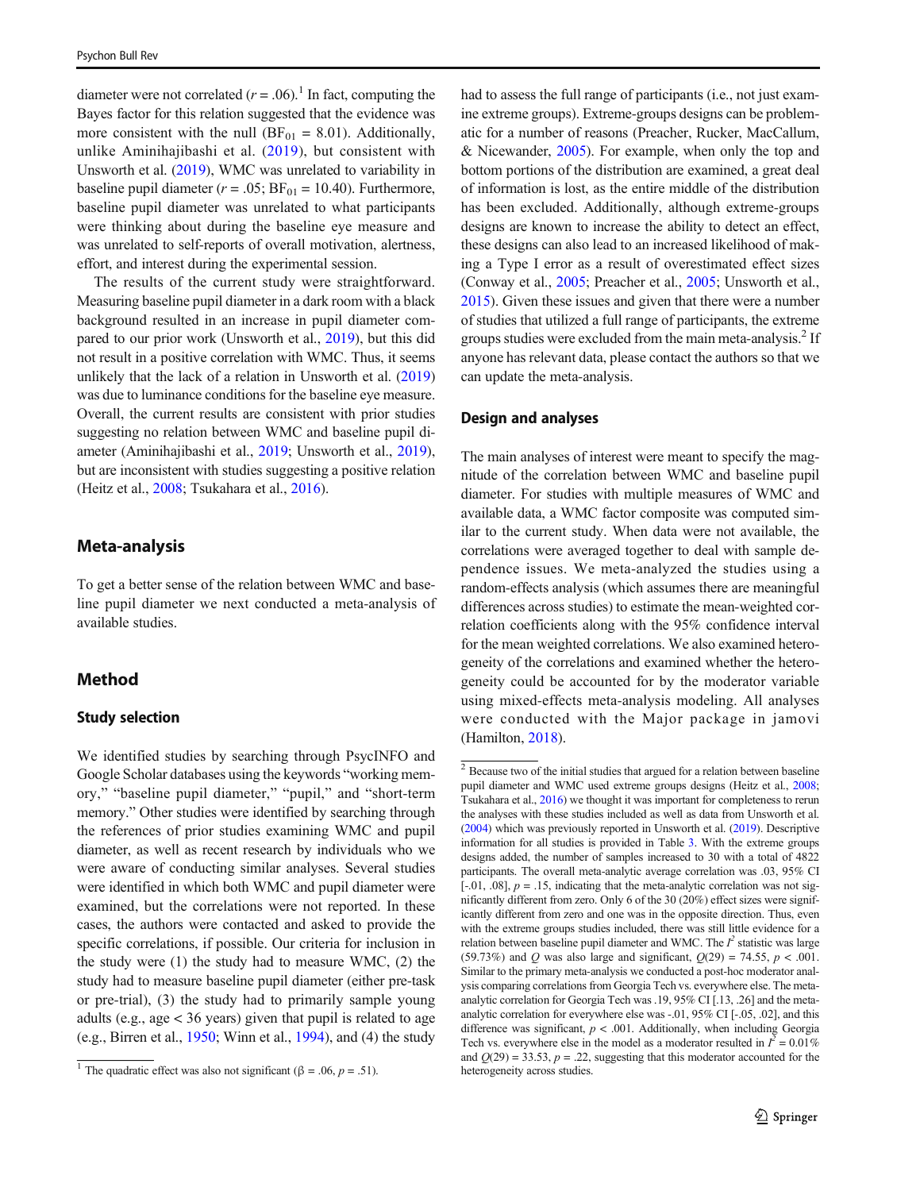diameter were not correlated ($r = .06$).[1] In fact, computing the Bayes factor for this relation suggested that the evidence was more consistent with the null ($BF_{01} = 8.01$). Additionally, unlike Aminihajibashi et al. (2019), but consistent with Unsworth et al. (2019), WMC was unrelated to variability in baseline pupil diameter ($r = .05$; $BF_{01} = 10.40$). Furthermore, baseline pupil diameter was unrelated to what participants were thinking about during the baseline eye measure and was unrelated to self-reports of overall motivation, alertness, effort, and interest during the experimental session.

The results of the current study were straightforward. Measuring baseline pupil diameter in a dark room with a black background resulted in an increase in pupil diameter compared to our prior work (Unsworth et al., 2019), but this did not result in a positive correlation with WMC. Thus, it seems unlikely that the lack of a relation in Unsworth et al. (2019) was due to luminance conditions for the baseline eye measure. Overall, the current results are consistent with prior studies suggesting no relation between WMC and baseline pupil diameter (Aminihajibashi et al., 2019; Unsworth et al., 2019), but are inconsistent with studies suggesting a positive relation (Heitz et al., 2008; Tsukahara et al., 2016).

## Meta-analysis

To get a better sense of the relation between WMC and baseline pupil diameter we next conducted a meta-analysis of available studies.

## Method

### Study selection

We identified studies by searching through PsycINFO and Google Scholar databases using the keywords "working memory," "baseline pupil diameter," "pupil," and "short-term memory." Other studies were identified by searching through the references of prior studies examining WMC and pupil diameter, as well as recent research by individuals who we were aware of conducting similar analyses. Several studies were identified in which both WMC and pupil diameter were examined, but the correlations were not reported. In these cases, the authors were contacted and asked to provide the specific correlations, if possible. Our criteria for inclusion in the study were (1) the study had to measure WMC, (2) the study had to measure baseline pupil diameter (either pre-task or pre-trial), (3) the study had to primarily sample young adults (e.g., age < 36 years) given that pupil is related to age (e.g., Birren et al., 1950; Winn et al., 1994), and (4) the study had to assess the full range of participants (i.e., not just examine extreme groups). Extreme-groups designs can be problematic for a number of reasons (Preacher, Rucker, MacCallum, & Nicewander, 2005). For example, when only the top and bottom portions of the distribution are examined, a great deal of information is lost, as the entire middle of the distribution has been excluded. Additionally, although extreme-groups designs are known to increase the ability to detect an effect, these designs can also lead to an increased likelihood of making a Type I error as a result of overestimated effect sizes (Conway et al., 2005; Preacher et al., 2005; Unsworth et al., 2015). Given these issues and given that there were a number of studies that utilized a full range of participants, the extreme groups studies were excluded from the main meta-analysis.[2] If anyone has relevant data, please contact the authors so that we can update the meta-analysis.

### Design and analyses

The main analyses of interest were meant to specify the magnitude of the correlation between WMC and baseline pupil diameter. For studies with multiple measures of WMC and available data, a WMC factor composite was computed similar to the current study. When data were not available, the correlations were averaged together to deal with sample dependence issues. We meta-analyzed the studies using a random-effects analysis (which assumes there are meaningful differences across studies) to estimate the mean-weighted correlation coefficients along with the 95% confidence interval for the mean weighted correlations. We also examined heterogeneity of the correlations and examined whether the heterogeneity could be accounted for by the moderator variable using mixed-effects meta-analysis modeling. All analyses were conducted with the Major package in jamovi (Hamilton, 2018).

---

[1] The quadratic effect was also not significant ($\beta = .06$, $p = .51$).

[2] Because two of the initial studies that argued for a relation between baseline pupil diameter and WMC used extreme groups designs (Heitz et al., 2008; Tsukahara et al., 2016) we thought it was important for completeness to rerun the analyses with these studies included as well as data from Unsworth et al. (2004) which was previously reported in Unsworth et al. (2019). Descriptive information for all studies is provided in Table 3. With the extreme groups designs added, the number of samples increased to 30 with a total of 4822 participants. The overall meta-analytic average correlation was .03, 95% CI [-.01, .08], $p = .15$, indicating that the meta-analytic correlation was not significantly different from zero. Only 6 of the 30 (20%) effect sizes were significantly different from zero and one was in the opposite direction. Thus, even with the extreme groups studies included, there was still little evidence for a relation between baseline pupil diameter and WMC. The $I^2$ statistic was large (59.73%) and $Q$ was also large and significant, $Q(29) = 74.55$, $p < .001$. Similar to the primary meta-analysis we conducted a post-hoc moderator analysis comparing correlations from Georgia Tech vs. everywhere else. The meta-analytic correlation for Georgia Tech was .19, 95% CI [.13, .26] and the meta-analytic correlation for everywhere else was -.01, 95% CI [-.05, .02], and this difference was significant, $p < .001$. Additionally, when including Georgia Tech vs. everywhere else in the model as a moderator resulted in $I^2 = 0.01\%$ and $Q(29) = 33.53$, $p = .22$, suggesting that this moderator accounted for the heterogeneity across studies.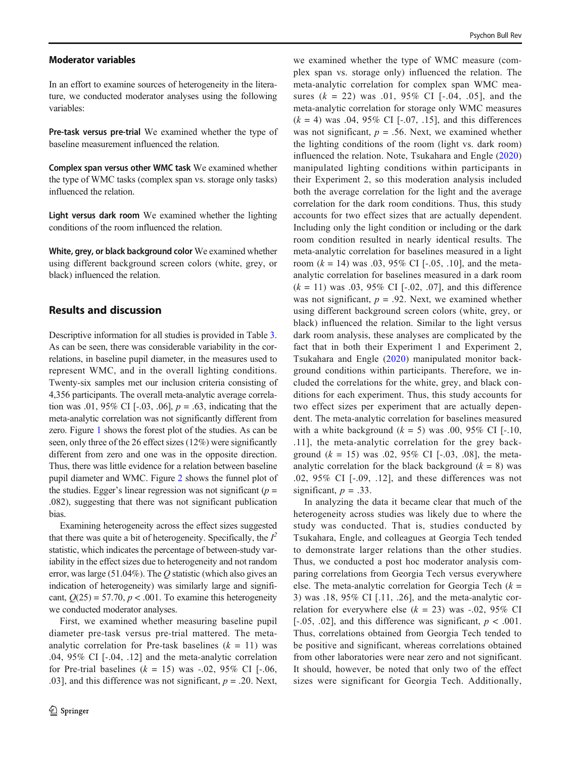### Moderator variables

In an effort to examine sources of heterogeneity in the literature, we conducted moderator analyses using the following variables:

**Pre-task versus pre-trial** We examined whether the type of baseline measurement influenced the relation.

**Complex span versus other WMC task** We examined whether the type of WMC tasks (complex span vs. storage only tasks) influenced the relation.

**Light versus dark room** We examined whether the lighting conditions of the room influenced the relation.

**White, grey, or black background color** We examined whether using different background screen colors (white, grey, or black) influenced the relation.

## Results and discussion

Descriptive information for all studies is provided in Table 3. As can be seen, there was considerable variability in the correlations, in baseline pupil diameter, in the measures used to represent WMC, and in the overall lighting conditions. Twenty-six samples met our inclusion criteria consisting of 4,356 participants. The overall meta-analytic average correlation was .01, 95% CI [-.03, .06], $p = .63$, indicating that the meta-analytic correlation was not significantly different from zero. Figure 1 shows the forest plot of the studies. As can be seen, only three of the 26 effect sizes (12%) were significantly different from zero and one was in the opposite direction. Thus, there was little evidence for a relation between baseline pupil diameter and WMC. Figure 2 shows the funnel plot of the studies. Egger's linear regression was not significant ($p = .082$), suggesting that there was not significant publication bias.

Examining heterogeneity across the effect sizes suggested that there was quite a bit of heterogeneity. Specifically, the $I^2$ statistic, which indicates the percentage of between-study variability in the effect sizes due to heterogeneity and not random error, was large (51.04%). The $Q$ statistic (which also gives an indication of heterogeneity) was similarly large and significant, $Q(25) = 57.70$, $p < .001$. To examine this heterogeneity we conducted moderator analyses.

First, we examined whether measuring baseline pupil diameter pre-task versus pre-trial mattered. The meta-analytic correlation for Pre-task baselines ($k = 11$) was .04, 95% CI [-.04, .12] and the meta-analytic correlation for Pre-trial baselines ($k = 15$) was -.02, 95% CI [-.06, .03], and this difference was not significant, $p = .20$. Next, we examined whether the type of WMC measure (complex span vs. storage only) influenced the relation. The meta-analytic correlation for complex span WMC measures ($k = 22$) was .01, 95% CI [-.04, .05], and the meta-analytic correlation for storage only WMC measures ($k = 4$) was .04, 95% CI [-.07, .15], and this differences was not significant, $p = .56$. Next, we examined whether the lighting conditions of the room (light vs. dark room) influenced the relation. Note, Tsukahara and Engle (2020) manipulated lighting conditions within participants in their Experiment 2, so this moderation analysis included both the average correlation for the light and the average correlation for the dark room conditions. Thus, this study accounts for two effect sizes that are actually dependent. Including only the light condition or including or the dark room condition resulted in nearly identical results. The meta-analytic correlation for baselines measured in a light room ($k = 14$) was .03, 95% CI [-.05, .10], and the meta-analytic correlation for baselines measured in a dark room ($k = 11$) was .03, 95% CI [-.02, .07], and this difference was not significant, $p = .92$. Next, we examined whether using different background screen colors (white, grey, or black) influenced the relation. Similar to the light versus dark room analysis, these analyses are complicated by the fact that in both their Experiment 1 and Experiment 2, Tsukahara and Engle (2020) manipulated monitor background conditions within participants. Therefore, we included the correlations for the white, grey, and black conditions for each experiment. Thus, this study accounts for two effect sizes per experiment that are actually dependent. The meta-analytic correlation for baselines measured with a white background ($k = 5$) was .00, 95% CI [-.10, .11], the meta-analytic correlation for the grey background ($k = 15$) was .02, 95% CI [-.03, .08], the meta-analytic correlation for the black background ($k = 8$) was .02, 95% CI [-.09, .12], and these differences was not significant, $p = .33$.

In analyzing the data it became clear that much of the heterogeneity across studies was likely due to where the study was conducted. That is, studies conducted by Tsukahara, Engle, and colleagues at Georgia Tech tended to demonstrate larger relations than the other studies. Thus, we conducted a post hoc moderator analysis comparing correlations from Georgia Tech versus everywhere else. The meta-analytic correlation for Georgia Tech ($k = 3$) was .18, 95% CI [.11, .26], and the meta-analytic correlation for everywhere else ($k = 23$) was -.02, 95% CI [-.05, .02], and this difference was significant, $p < .001$. Thus, correlations obtained from Georgia Tech tended to be positive and significant, whereas correlations obtained from other laboratories were near zero and not significant. It should, however, be noted that only two of the effect sizes were significant for Georgia Tech. Additionally,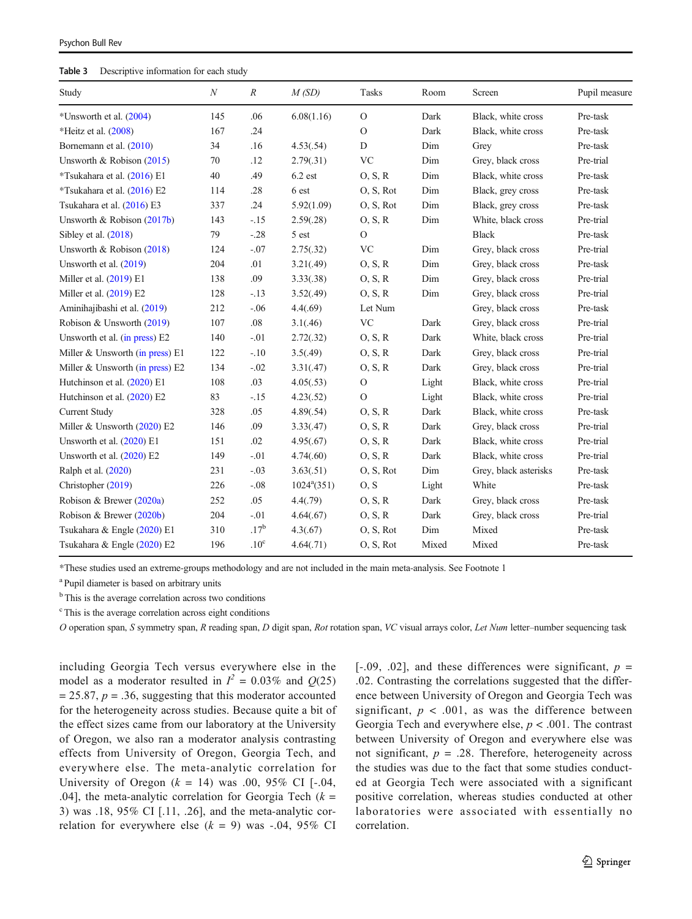**Table 3** Descriptive information for each study

| Study | *N* | *R* | *M (SD)* | Tasks | Room | Screen | Pupil measure |
|---|---|---|---|---|---|---|---|
| *Unsworth et al. (2004) | 145 | .06 | 6.08(1.16) | O | Dark | Black, white cross | Pre-task |
| *Heitz et al. (2008) | 167 | .24 | | O | Dark | Black, white cross | Pre-task |
| Bornemann et al. (2010) | 34 | .16 | 4.53(.54) | D | Dim | Grey | Pre-task |
| Unsworth & Robison (2015) | 70 | .12 | 2.79(.31) | VC | Dim | Grey, black cross | Pre-trial |
| *Tsukahara et al. (2016) E1 | 40 | .49 | 6.2 est | O, S, R | Dim | Black, white cross | Pre-task |
| *Tsukahara et al. (2016) E2 | 114 | .28 | 6 est | O, S, Rot | Dim | Black, grey cross | Pre-task |
| Tsukahara et al. (2016) E3 | 337 | .24 | 5.92(1.09) | O, S, Rot | Dim | Black, grey cross | Pre-task |
| Unsworth & Robison (2017b) | 143 | -.15 | 2.59(.28) | O, S, R | Dim | White, black cross | Pre-trial |
| Sibley et al. (2018) | 79 | -.28 | 5 est | O | | Black | Pre-task |
| Unsworth & Robison (2018) | 124 | -.07 | 2.75(.32) | VC | Dim | Grey, black cross | Pre-trial |
| Unsworth et al. (2019) | 204 | .01 | 3.21(.49) | O, S, R | Dim | Grey, black cross | Pre-task |
| Miller et al. (2019) E1 | 138 | .09 | 3.33(.38) | O, S, R | Dim | Grey, black cross | Pre-trial |
| Miller et al. (2019) E2 | 128 | -.13 | 3.52(.49) | O, S, R | Dim | Grey, black cross | Pre-trial |
| Aminihajibashi et al. (2019) | 212 | -.06 | 4.4(.69) | Let Num | | Grey, black cross | Pre-task |
| Robison & Unsworth (2019) | 107 | .08 | 3.1(.46) | VC | Dark | Grey, black cross | Pre-trial |
| Unsworth et al. (in press) E2 | 140 | -.01 | 2.72(.32) | O, S, R | Dark | White, black cross | Pre-trial |
| Miller & Unsworth (in press) E1 | 122 | -.10 | 3.5(.49) | O, S, R | Dark | Grey, black cross | Pre-trial |
| Miller & Unsworth (in press) E2 | 134 | -.02 | 3.31(.47) | O, S, R | Dark | Grey, black cross | Pre-trial |
| Hutchinson et al. (2020) E1 | 108 | .03 | 4.05(.53) | O | Light | Black, white cross | Pre-trial |
| Hutchinson et al. (2020) E2 | 83 | -.15 | 4.23(.52) | O | Light | Black, white cross | Pre-trial |
| Current Study | 328 | .05 | 4.89(.54) | O, S, R | Dark | Black, white cross | Pre-task |
| Miller & Unsworth (2020) E2 | 146 | .09 | 3.33(.47) | O, S, R | Dark | Grey, black cross | Pre-trial |
| Unsworth et al. (2020) E1 | 151 | .02 | 4.95(.67) | O, S, R | Dark | Black, white cross | Pre-trial |
| Unsworth et al. (2020) E2 | 149 | -.01 | 4.74(.60) | O, S, R | Dark | Black, white cross | Pre-trial |
| Ralph et al. (2020) | 231 | -.03 | 3.63(.51) | O, S, Rot | Dim | Grey, black asterisks | Pre-task |
| Christopher (2019) | 226 | -.08 | 1024[a](351) | O, S | Light | White | Pre-task |
| Robison & Brewer (2020a) | 252 | .05 | 4.4(.79) | O, S, R | Dark | Grey, black cross | Pre-task |
| Robison & Brewer (2020b) | 204 | -.01 | 4.64(.67) | O, S, R | Dark | Grey, black cross | Pre-trial |
| Tsukahara & Engle (2020) E1 | 310 | .17[b] | 4.3(.67) | O, S, Rot | Dim | Mixed | Pre-task |
| Tsukahara & Engle (2020) E2 | 196 | .10[c] | 4.64(.71) | O, S, Rot | Mixed | Mixed | Pre-task |

*These studies used an extreme-groups methodology and are not included in the main meta-analysis. See Footnote 1

[a] Pupil diameter is based on arbitrary units

[b] This is the average correlation across two conditions

[c] This is the average correlation across eight conditions

*O* operation span, *S* symmetry span, *R* reading span, *D* digit span, *Rot* rotation span, *VC* visual arrays color, *Let Num* letter–number sequencing task

including Georgia Tech versus everywhere else in the model as a moderator resulted in $I^2$ = 0.03% and $Q(25)$ = 25.87, $p$ = .36, suggesting that this moderator accounted for the heterogeneity across studies. Because quite a bit of the effect sizes came from our laboratory at the University of Oregon, we also ran a moderator analysis contrasting effects from University of Oregon, Georgia Tech, and everywhere else. The meta-analytic correlation for University of Oregon ($k$ = 14) was .00, 95% CI [-.04, .04], the meta-analytic correlation for Georgia Tech ($k$ = 3) was .18, 95% CI [.11, .26], and the meta-analytic correlation for everywhere else ($k$ = 9) was -.04, 95% CI [-.09, .02], and these differences were significant, $p$ = .02. Contrasting the correlations suggested that the difference between University of Oregon and Georgia Tech was significant, $p < .001$, as was the difference between Georgia Tech and everywhere else, $p < .001$. The contrast between University of Oregon and everywhere else was not significant, $p$ = .28. Therefore, heterogeneity across the studies was due to the fact that some studies conducted at Georgia Tech were associated with a significant positive correlation, whereas studies conducted at other laboratories were associated with essentially no correlation.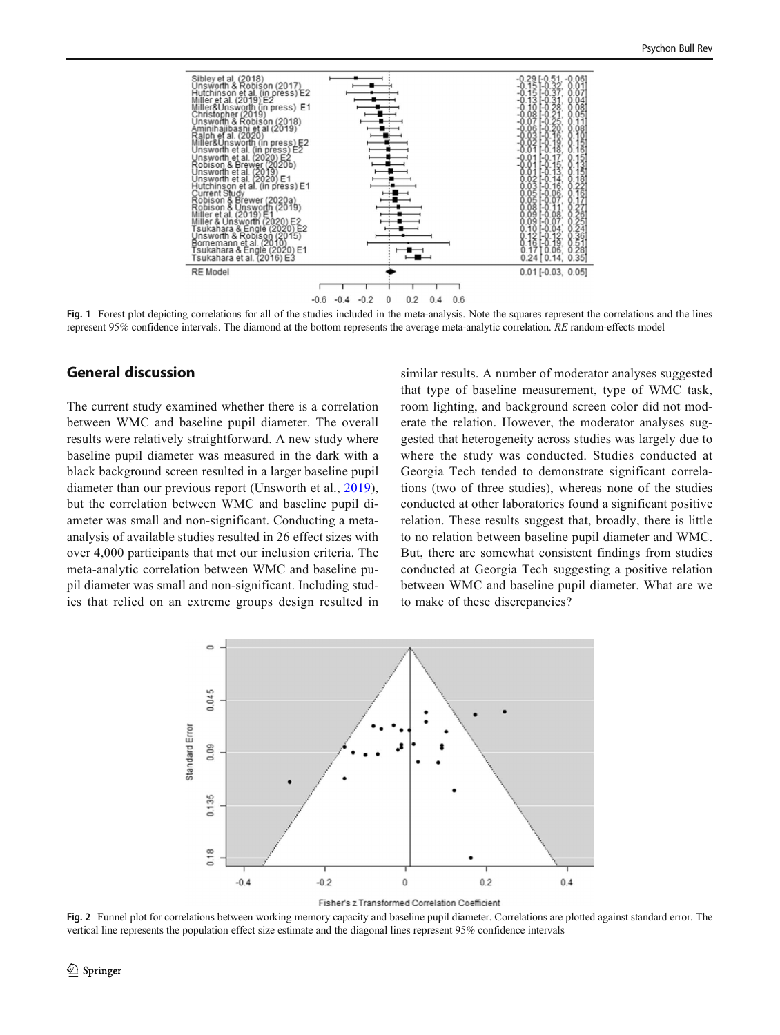Fig. 1 Forest plot depicting correlations for all of the studies included in the meta-analysis. Note the squares represent the correlations and the lines represent 95% confidence intervals. The diamond at the bottom represents the average meta-analytic correlation. *RE* random-effects model

## General discussion

The current study examined whether there is a correlation between WMC and baseline pupil diameter. The overall results were relatively straightforward. A new study where baseline pupil diameter was measured in the dark with a black background screen resulted in a larger baseline pupil diameter than our previous report (Unsworth et al., 2019), but the correlation between WMC and baseline pupil diameter was small and non-significant. Conducting a meta-analysis of available studies resulted in 26 effect sizes with over 4,000 participants that met our inclusion criteria. The meta-analytic correlation between WMC and baseline pupil diameter was small and non-significant. Including studies that relied on an extreme groups design resulted in similar results. A number of moderator analyses suggested that type of baseline measurement, type of WMC task, room lighting, and background screen color did not moderate the relation. However, the moderator analyses suggested that heterogeneity across studies was largely due to where the study was conducted. Studies conducted at Georgia Tech tended to demonstrate significant correlations (two of three studies), whereas none of the studies conducted at other laboratories found a significant positive relation. These results suggest that, broadly, there is little to no relation between baseline pupil diameter and WMC. But, there are somewhat consistent findings from studies conducted at Georgia Tech suggesting a positive relation between WMC and baseline pupil diameter. What are we to make of these discrepancies?

Fig. 2 Funnel plot for correlations between working memory capacity and baseline pupil diameter. Correlations are plotted against standard error. The vertical line represents the population effect size estimate and the diagonal lines represent 95% confidence intervals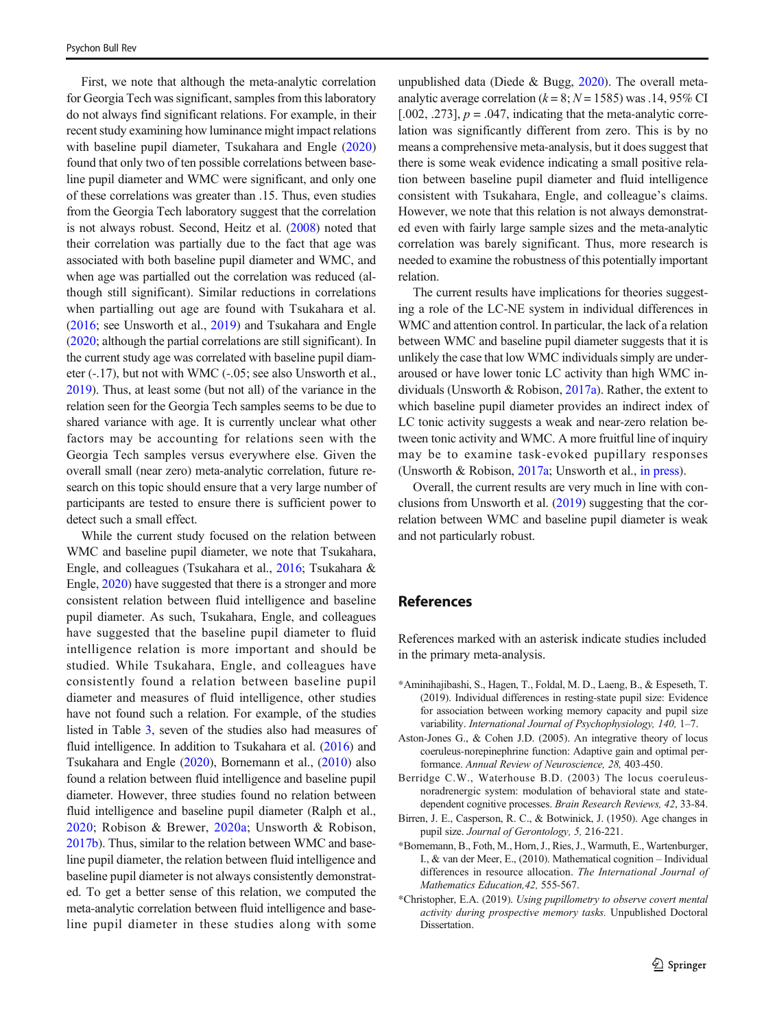First, we note that although the meta-analytic correlation for Georgia Tech was significant, samples from this laboratory do not always find significant relations. For example, in their recent study examining how luminance might impact relations with baseline pupil diameter, Tsukahara and Engle (2020) found that only two of ten possible correlations between baseline pupil diameter and WMC were significant, and only one of these correlations was greater than .15. Thus, even studies from the Georgia Tech laboratory suggest that the correlation is not always robust. Second, Heitz et al. (2008) noted that their correlation was partially due to the fact that age was associated with both baseline pupil diameter and WMC, and when age was partialled out the correlation was reduced (although still significant). Similar reductions in correlations when partialling out age are found with Tsukahara et al. (2016; see Unsworth et al., 2019) and Tsukahara and Engle (2020; although the partial correlations are still significant). In the current study age was correlated with baseline pupil diameter (-.17), but not with WMC (-.05; see also Unsworth et al., 2019). Thus, at least some (but not all) of the variance in the relation seen for the Georgia Tech samples seems to be due to shared variance with age. It is currently unclear what other factors may be accounting for relations seen with the Georgia Tech samples versus everywhere else. Given the overall small (near zero) meta-analytic correlation, future research on this topic should ensure that a very large number of participants are tested to ensure there is sufficient power to detect such a small effect.

While the current study focused on the relation between WMC and baseline pupil diameter, we note that Tsukahara, Engle, and colleagues (Tsukahara et al., 2016; Tsukahara & Engle, 2020) have suggested that there is a stronger and more consistent relation between fluid intelligence and baseline pupil diameter. As such, Tsukahara, Engle, and colleagues have suggested that the baseline pupil diameter to fluid intelligence relation is more important and should be studied. While Tsukahara, Engle, and colleagues have consistently found a relation between baseline pupil diameter and measures of fluid intelligence, other studies have not found such a relation. For example, of the studies listed in Table 3, seven of the studies also had measures of fluid intelligence. In addition to Tsukahara et al. (2016) and Tsukahara and Engle (2020), Bornemann et al., (2010) also found a relation between fluid intelligence and baseline pupil diameter. However, three studies found no relation between fluid intelligence and baseline pupil diameter (Ralph et al., 2020; Robison & Brewer, 2020a; Unsworth & Robison, 2017b). Thus, similar to the relation between WMC and baseline pupil diameter, the relation between fluid intelligence and baseline pupil diameter is not always consistently demonstrated. To get a better sense of this relation, we computed the meta-analytic correlation between fluid intelligence and baseline pupil diameter in these studies along with some unpublished data (Diede & Bugg, 2020). The overall meta-analytic average correlation ($k = 8$; $N = 1585$) was .14, 95% CI [.002, .273], $p = .047$, indicating that the meta-analytic correlation was significantly different from zero. This is by no means a comprehensive meta-analysis, but it does suggest that there is some weak evidence indicating a small positive relation between baseline pupil diameter and fluid intelligence consistent with Tsukahara, Engle, and colleague's claims. However, we note that this relation is not always demonstrated even with fairly large sample sizes and the meta-analytic correlation was barely significant. Thus, more research is needed to examine the robustness of this potentially important relation.

The current results have implications for theories suggesting a role of the LC-NE system in individual differences in WMC and attention control. In particular, the lack of a relation between WMC and baseline pupil diameter suggests that it is unlikely the case that low WMC individuals simply are under-aroused or have lower tonic LC activity than high WMC individuals (Unsworth & Robison, 2017a). Rather, the extent to which baseline pupil diameter provides an indirect index of LC tonic activity suggests a weak and near-zero relation between tonic activity and WMC. A more fruitful line of inquiry may be to examine task-evoked pupillary responses (Unsworth & Robison, 2017a; Unsworth et al., in press).

Overall, the current results are very much in line with conclusions from Unsworth et al. (2019) suggesting that the correlation between WMC and baseline pupil diameter is weak and not particularly robust.

## References

References marked with an asterisk indicate studies included in the primary meta-analysis.

*Aminihajibashi, S., Hagen, T., Foldal, M. D., Laeng, B., & Espeseth, T. (2019). Individual differences in resting-state pupil size: Evidence for association between working memory capacity and pupil size variability. *International Journal of Psychophysiology, 140,* 1–7.

Aston-Jones G., & Cohen J.D. (2005). An integrative theory of locus coeruleus-norepinephrine function: Adaptive gain and optimal performance. *Annual Review of Neuroscience, 28,* 403-450.

Berridge C.W., Waterhouse B.D. (2003) The locus coeruleus-noradrenergic system: modulation of behavioral state and state-dependent cognitive processes. *Brain Research Reviews, 42*, 33-84.

Birren, J. E., Casperson, R. C., & Botwinick, J. (1950). Age changes in pupil size. *Journal of Gerontology, 5,* 216-221.

*Bornemann, B., Foth, M., Horn, J., Ries, J., Warmuth, E., Wartenburger, I., & van der Meer, E., (2010). Mathematical cognition – Individual differences in resource allocation. *The International Journal of Mathematics Education,42,* 555-567.

*Christopher, E.A. (2019). *Using pupillometry to observe covert mental activity during prospective memory tasks.* Unpublished Doctoral Dissertation.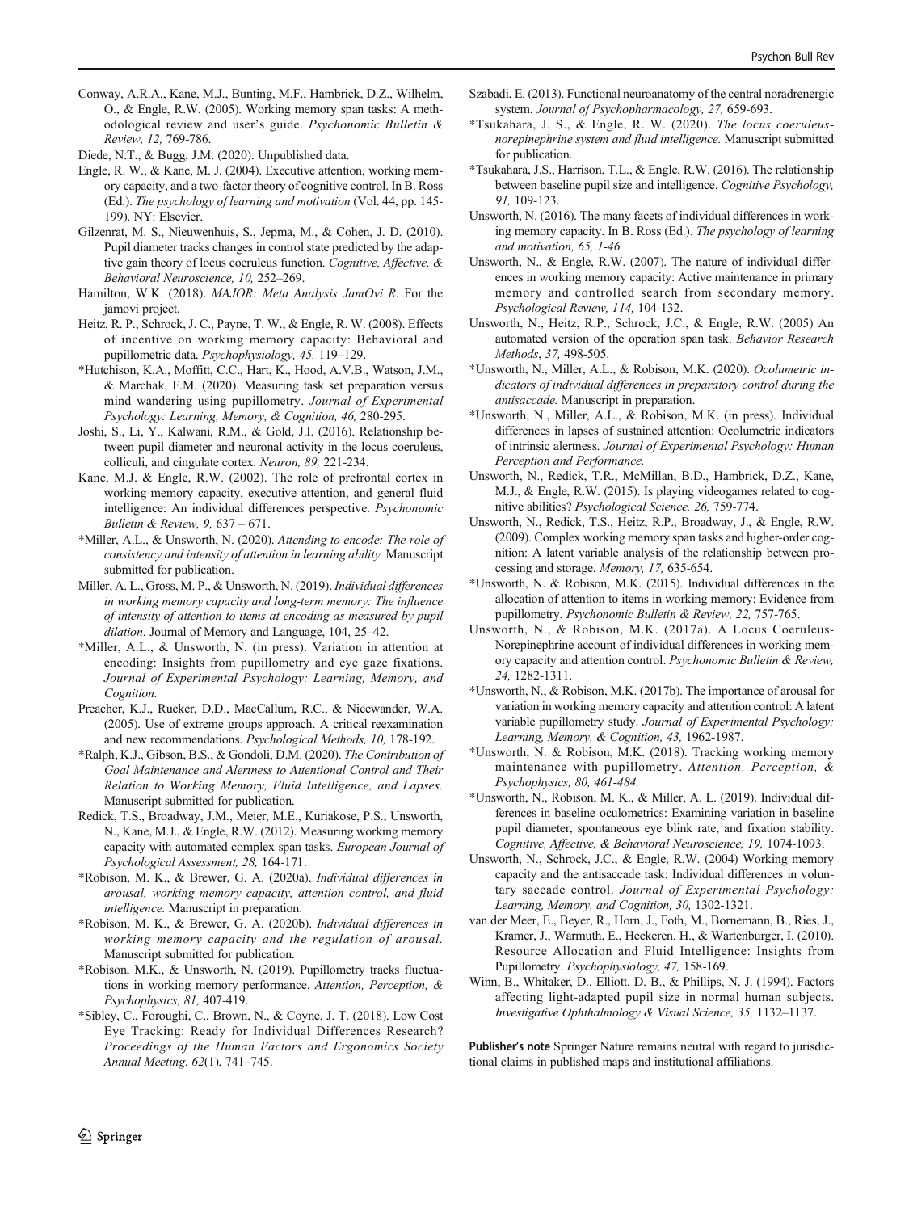Conway, A.R.A., Kane, M.J., Bunting, M.F., Hambrick, D.Z., Wilhelm, O., & Engle, R.W. (2005). Working memory span tasks: A methodological review and user's guide. *Psychonomic Bulletin & Review, 12,* 769-786.

Diede, N.T., & Bugg, J.M. (2020). Unpublished data.

Engle, R. W., & Kane, M. J. (2004). Executive attention, working memory capacity, and a two-factor theory of cognitive control. In B. Ross (Ed.). *The psychology of learning and motivation* (Vol. 44, pp. 145-199). NY: Elsevier.

Gilzenrat, M. S., Nieuwenhuis, S., Jepma, M., & Cohen, J. D. (2010). Pupil diameter tracks changes in control state predicted by the adaptive gain theory of locus coeruleus function. *Cognitive, Affective, & Behavioral Neuroscience, 10,* 252–269.

Hamilton, W.K. (2018). *MAJOR: Meta Analysis JamOvi R*. For the jamovi project.

Heitz, R. P., Schrock, J. C., Payne, T. W., & Engle, R. W. (2008). Effects of incentive on working memory capacity: Behavioral and pupillometric data. *Psychophysiology, 45,* 119–129.

*Hutchison, K.A., Moffitt, C.C., Hart, K., Hood, A.V.B., Watson, J.M., & Marchak, F.M. (2020). Measuring task set preparation versus mind wandering using pupillometry. *Journal of Experimental Psychology: Learning, Memory, & Cognition, 46,* 280-295.

Joshi, S., Li, Y., Kalwani, R.M., & Gold, J.I. (2016). Relationship between pupil diameter and neuronal activity in the locus coeruleus, colliculi, and cingulate cortex. *Neuron, 89,* 221-234.

Kane, M.J. & Engle, R.W. (2002). The role of prefrontal cortex in working-memory capacity, executive attention, and general fluid intelligence: An individual differences perspective. *Psychonomic Bulletin & Review, 9,* 637 – 671.

*Miller, A.L., & Unsworth, N. (2020). *Attending to encode: The role of consistency and intensity of attention in learning ability.* Manuscript submitted for publication.

Miller, A. L., Gross, M. P., & Unsworth, N. (2019). *Individual differences in working memory capacity and long-term memory: The influence of intensity of attention to items at encoding as measured by pupil dilation*. Journal of Memory and Language, 104, 25–42.

*Miller, A.L., & Unsworth, N. (in press). Variation in attention at encoding: Insights from pupillometry and eye gaze fixations. *Journal of Experimental Psychology: Learning, Memory, and Cognition.*

Preacher, K.J., Rucker, D.D., MacCallum, R.C., & Nicewander, W.A. (2005). Use of extreme groups approach. A critical reexamination and new recommendations. *Psychological Methods, 10,* 178-192.

*Ralph, K.J., Gibson, B.S., & Gondoli, D.M. (2020). *The Contribution of Goal Maintenance and Alertness to Attentional Control and Their Relation to Working Memory, Fluid Intelligence, and Lapses.* Manuscript submitted for publication.

Redick, T.S., Broadway, J.M., Meier, M.E., Kuriakose, P.S., Unsworth, N., Kane, M.J., & Engle, R.W. (2012). Measuring working memory capacity with automated complex span tasks. *European Journal of Psychological Assessment, 28,* 164-171.

*Robison, M. K., & Brewer, G. A. (2020a). *Individual differences in arousal, working memory capacity, attention control, and fluid intelligence.* Manuscript in preparation.

*Robison, M. K., & Brewer, G. A. (2020b). *Individual differences in working memory capacity and the regulation of arousal.* Manuscript submitted for publication.

*Robison, M.K., & Unsworth, N. (2019). Pupillometry tracks fluctuations in working memory performance. *Attention, Perception, & Psychophysics, 81,* 407-419.

*Sibley, C., Foroughi, C., Brown, N., & Coyne, J. T. (2018). Low Cost Eye Tracking: Ready for Individual Differences Research? *Proceedings of the Human Factors and Ergonomics Society Annual Meeting*, *62*(1), 741–745.

Szabadi, E. (2013). Functional neuroanatomy of the central noradrenergic system. *Journal of Psychopharmacology, 27,* 659-693.

*Tsukahara, J. S., & Engle, R. W. (2020). *The locus coeruleus-norepinephrine system and fluid intelligence.* Manuscript submitted for publication.

*Tsukahara, J.S., Harrison, T.L., & Engle, R.W. (2016). The relationship between baseline pupil size and intelligence. *Cognitive Psychology, 91,* 109-123.

Unsworth, N. (2016). The many facets of individual differences in working memory capacity. In B. Ross (Ed.). *The psychology of learning and motivation, 65, 1-46.*

Unsworth, N., & Engle, R.W. (2007). The nature of individual differences in working memory capacity: Active maintenance in primary memory and controlled search from secondary memory. *Psychological Review, 114,* 104-132.

Unsworth, N., Heitz, R.P., Schrock, J.C., & Engle, R.W. (2005) An automated version of the operation span task. *Behavior Research Methods*, *37,* 498-505.

*Unsworth, N., Miller, A.L., & Robison, M.K. (2020). *Oculometric indicators of individual differences in preparatory control during the antisaccade.* Manuscript in preparation.

*Unsworth, N., Miller, A.L., & Robison, M.K. (in press). Individual differences in lapses of sustained attention: Ocolumetric indicators of intrinsic alertness. *Journal of Experimental Psychology: Human Perception and Performance.*

Unsworth, N., Redick, T.R., McMillan, B.D., Hambrick, D.Z., Kane, M.J., & Engle, R.W. (2015). Is playing videogames related to cognitive abilities? *Psychological Science, 26,* 759-774.

Unsworth, N., Redick, T.S., Heitz, R.P., Broadway, J., & Engle, R.W. (2009). Complex working memory span tasks and higher-order cognition: A latent variable analysis of the relationship between processing and storage. *Memory, 17,* 635-654.

*Unsworth, N. & Robison, M.K. (2015). Individual differences in the allocation of attention to items in working memory: Evidence from pupillometry. *Psychonomic Bulletin & Review, 22,* 757-765.

Unsworth, N., & Robison, M.K. (2017a). A Locus Coeruleus-Norepinephrine account of individual differences in working memory capacity and attention control. *Psychonomic Bulletin & Review, 24,* 1282-1311.

*Unsworth, N., & Robison, M.K. (2017b). The importance of arousal for variation in working memory capacity and attention control: A latent variable pupillometry study. *Journal of Experimental Psychology: Learning, Memory, & Cognition, 43,* 1962-1987.

*Unsworth, N. & Robison, M.K. (2018). Tracking working memory maintenance with pupillometry. *Attention, Perception, & Psychophysics, 80, 461-484.*

*Unsworth, N., Robison, M. K., & Miller, A. L. (2019). Individual differences in baseline oculometrics: Examining variation in baseline pupil diameter, spontaneous eye blink rate, and fixation stability. *Cognitive, Affective, & Behavioral Neuroscience, 19,* 1074-1093.

Unsworth, N., Schrock, J.C., & Engle, R.W. (2004) Working memory capacity and the antisaccade task: Individual differences in voluntary saccade control. *Journal of Experimental Psychology: Learning, Memory, and Cognition, 30,* 1302-1321.

van der Meer, E., Beyer, R., Horn, J., Foth, M., Bornemann, B., Ries, J., Kramer, J., Warmuth, E., Heekeren, H., & Wartenburger, I. (2010). Resource Allocation and Fluid Intelligence: Insights from Pupillometry. *Psychophysiology, 47,* 158-169.

Winn, B., Whitaker, D., Elliott, D. B., & Phillips, N. J. (1994). Factors affecting light-adapted pupil size in normal human subjects. *Investigative Ophthalmology & Visual Science, 35,* 1132–1137.

**Publisher's note** Springer Nature remains neutral with regard to jurisdictional claims in published maps and institutional affiliations.